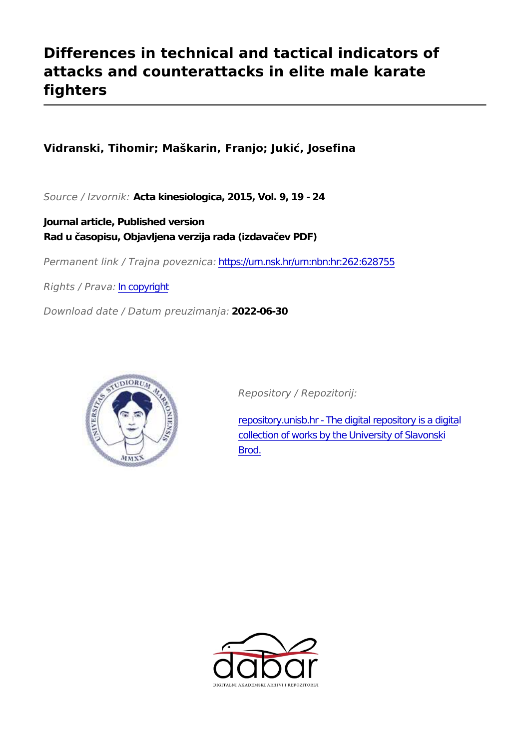# Differences in technical and tactical indicators of attacks and counterattacks in elite male karate fighters

**Vidranski, Tihomir; Maškarin, Franjo; Jukić, Josefina**

*Source / Izvornik:* **Acta kinesiologica, 2015, Vol. 9, 19 - 24**

**Journal article, Published version**
**Rad u časopisu, Objavljena verzija rada (izdavačev PDF)**

*Permanent link / Trajna poveznica:* https://urn.nsk.hr/urn:nbn:hr:262:628755

*Rights / Prava:* In copyright

*Download date / Datum preuzimanja:* **2022-06-30**

*Repository / Repozitorij:*

repository.unisb.hr - The digital repository is a digital collection of works by the University of Slavonski Brod.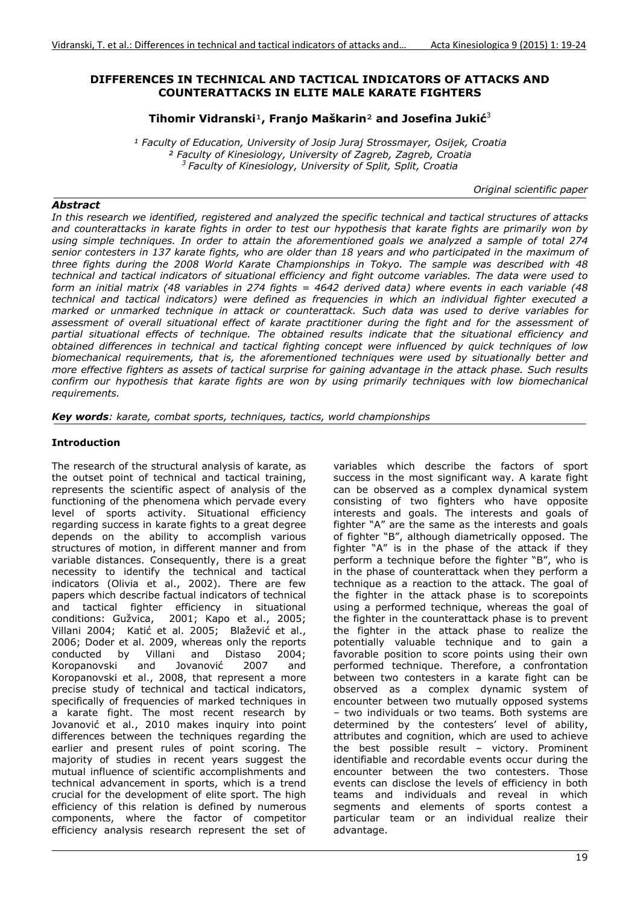# DIFFERENCES IN TECHNICAL AND TACTICAL INDICATORS OF ATTACKS AND COUNTERATTACKS IN ELITE MALE KARATE FIGHTERS

**Tihomir Vidranski[1], Franjo Maškarin[2] and Josefina Jukić[3]**

*[1] Faculty of Education, University of Josip Juraj Strossmayer, Osijek, Croatia*
*[2] Faculty of Kinesiology, University of Zagreb, Zagreb, Croatia*
*[3] Faculty of Kinesiology, University of Split, Split, Croatia*

*Original scientific paper*

***Abstract***

*In this research we identified, registered and analyzed the specific technical and tactical structures of attacks and counterattacks in karate fights in order to test our hypothesis that karate fights are primarily won by using simple techniques. In order to attain the aforementioned goals we analyzed a sample of total 274 senior contesters in 137 karate fights, who are older than 18 years and who participated in the maximum of three fights during the 2008 World Karate Championships in Tokyo. The sample was described with 48 technical and tactical indicators of situational efficiency and fight outcome variables. The data were used to form an initial matrix (48 variables in 274 fights = 4642 derived data) where events in each variable (48 technical and tactical indicators) were defined as frequencies in which an individual fighter executed a marked or unmarked technique in attack or counterattack. Such data was used to derive variables for assessment of overall situational effect of karate practitioner during the fight and for the assessment of partial situational effects of technique. The obtained results indicate that the situational efficiency and obtained differences in technical and tactical fighting concept were influenced by quick techniques of low biomechanical requirements, that is, the aforementioned techniques were used by situationally better and more effective fighters as assets of tactical surprise for gaining advantage in the attack phase. Such results confirm our hypothesis that karate fights are won by using primarily techniques with low biomechanical requirements.*

***Key words**: karate, combat sports, techniques, tactics, world championships*

## Introduction

The research of the structural analysis of karate, as the outset point of technical and tactical training, represents the scientific aspect of analysis of the functioning of the phenomena which pervade every level of sports activity. Situational efficiency regarding success in karate fights to a great degree depends on the ability to accomplish various structures of motion, in different manner and from variable distances. Consequently, there is a great necessity to identify the technical and tactical indicators (Olivia et al., 2002). There are few papers which describe factual indicators of technical and tactical fighter efficiency in situational conditions: Gužvica, 2001; Kapo et al., 2005; Villani 2004; Katić et al. 2005; Blažević et al., 2006; Doder et al. 2009, whereas only the reports conducted by Villani and Distaso 2004; Koropanovski and Jovanović 2007 and Koropanovski et al., 2008, that represent a more precise study of technical and tactical indicators, specifically of frequencies of marked techniques in a karate fight. The most recent research by Jovanović et al., 2010 makes inquiry into point differences between the techniques regarding the earlier and present rules of point scoring. The majority of studies in recent years suggest the mutual influence of scientific accomplishments and technical advancement in sports, which is a trend crucial for the development of elite sport. The high efficiency of this relation is defined by numerous components, where the factor of competitor efficiency analysis research represent the set of variables which describe the factors of sport success in the most significant way. A karate fight can be observed as a complex dynamical system consisting of two fighters who have opposite interests and goals. The interests and goals of fighter "A" are the same as the interests and goals of fighter "B", although diametrically opposed. The fighter "A" is in the phase of the attack if they perform a technique before the fighter "B", who is in the phase of counterattack when they perform a technique as a reaction to the attack. The goal of the fighter in the attack phase is to scorepoints using a performed technique, whereas the goal of the fighter in the counterattack phase is to prevent the fighter in the attack phase to realize the potentially valuable technique and to gain a favorable position to score points using their own performed technique. Therefore, a confrontation between two contesters in a karate fight can be observed as a complex dynamic system of encounter between two mutually opposed systems – two individuals or two teams. Both systems are determined by the contesters' level of ability, attributes and cognition, which are used to achieve the best possible result – victory. Prominent identifiable and recordable events occur during the encounter between the two contesters. Those events can disclose the levels of efficiency in both teams and individuals and reveal in which segments and elements of sports contest a particular team or an individual realize their advantage.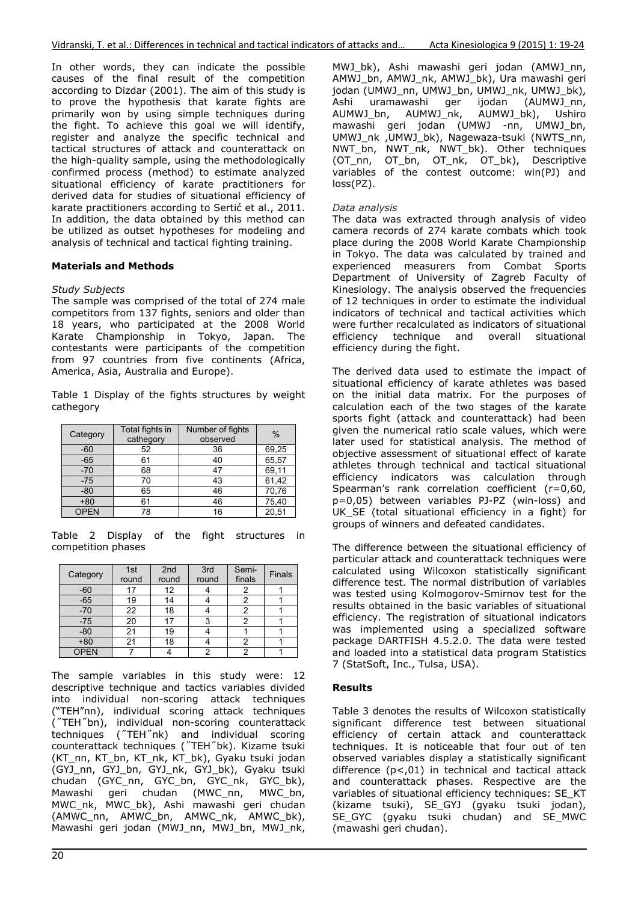In other words, they can indicate the possible causes of the final result of the competition according to Dizdar (2001). The aim of this study is to prove the hypothesis that karate fights are primarily won by using simple techniques during the fight. To achieve this goal we will identify, register and analyze the specific technical and tactical structures of attack and counterattack on the high-quality sample, using the methodologically confirmed process (method) to estimate analyzed situational efficiency of karate practitioners for derived data for studies of situational efficiency of karate practitioners according to Sertić et al., 2011. In addition, the data obtained by this method can be utilized as outset hypotheses for modeling and analysis of technical and tactical fighting training.

## Materials and Methods

*Study Subjects*

The sample was comprised of the total of 274 male competitors from 137 fights, seniors and older than 18 years, who participated at the 2008 World Karate Championship in Tokyo, Japan. The contestants were participants of the competition from 97 countries from five continents (Africa, America, Asia, Australia and Europe).

Table 1 Display of the fights structures by weight cathegory

| Category | Total fights in cathegory | Number of fights observed | % |
|---|---|---|---|
| -60 | 52 | 36 | 69,25 |
| -65 | 61 | 40 | 65,57 |
| -70 | 68 | 47 | 69,11 |
| -75 | 70 | 43 | 61,42 |
| -80 | 65 | 46 | 70,76 |
| +80 | 61 | 46 | 75,40 |
| OPEN | 78 | 16 | 20,51 |

Table 2 Display of the fight structures in competition phases

| Category | 1st round | 2nd round | 3rd round | Semi-finals | Finals |
|---|---|---|---|---|---|
| -60 | 17 | 12 | 4 | 2 | 1 |
| -65 | 19 | 14 | 4 | 2 | 1 |
| -70 | 22 | 18 | 4 | 2 | 1 |
| -75 | 20 | 17 | 3 | 2 | 1 |
| -80 | 21 | 19 | 4 | 1 | 1 |
| +80 | 21 | 18 | 4 | 2 | 1 |
| OPEN | 7 | 4 | 2 | 2 | 1 |

The sample variables in this study were: 12 descriptive technique and tactics variables divided into individual non-scoring attack techniques ("TEH"nn), individual scoring attack techniques (˝TEH˝bn), individual non-scoring counterattack techniques (˝TEH˝nk) and individual scoring counterattack techniques (˝TEH˝bk). Kizame tsuki (KT_nn, KT_bn, KT_nk, KT_bk), Gyaku tsuki jodan (GYJ_nn, GYJ_bn, GYJ_nk, GYJ_bk), Gyaku tsuki chudan (GYC_nn, GYC_bn, GYC_nk, GYC_bk), Mawashi geri chudan (MWC_nn, MWC_bn, MWC_nk, MWC_bk), Ashi mawashi geri chudan (AMWC_nn, AMWC_bn, AMWC_nk, AMWC_bk), Mawashi geri jodan (MWJ_nn, MWJ_bn, MWJ_nk, MWJ_bk), Ashi mawashi geri jodan (AMWJ_nn, AMWJ_bn, AMWJ_nk, AMWJ_bk), Ura mawashi geri jodan (UMWJ_nn, UMWJ_bn, UMWJ_nk, UMWJ_bk), Ashi uramawashi ger ijodan (AUMWJ_nn, AUMWJ_bn, AUMWJ_nk, AUMWJ_bk), Ushiro mawashi geri jodan (UMWJ -nn, UMWJ_bn, UMWJ_nk ,UMWJ_bk), Nagewaza-tsuki (NWTS_nn, NWT_bn, NWT_nk, NWT_bk). Other techniques (OT_nn, OT_bn, OT_nk, OT_bk), Descriptive variables of the contest outcome: win(PJ) and loss(PZ).

*Data analysis*

The data was extracted through analysis of video camera records of 274 karate combats which took place during the 2008 World Karate Championship in Tokyo. The data was calculated by trained and experienced measurers from Combat Sports Department of University of Zagreb Faculty of Kinesiology. The analysis observed the frequencies of 12 techniques in order to estimate the individual indicators of technical and tactical activities which were further recalculated as indicators of situational efficiency technique and overall situational efficiency during the fight.

The derived data used to estimate the impact of situational efficiency of karate athletes was based on the initial data matrix. For the purposes of calculation each of the two stages of the karate sports fight (attack and counterattack) had been given the numerical ratio scale values, which were later used for statistical analysis. The method of objective assessment of situational effect of karate athletes through technical and tactical situational efficiency indicators was calculation through Spearman's rank correlation coefficient ($r=0,60$, $p=0,05$) between variables PJ-PZ (win-loss) and UK_SE (total situational efficiency in a fight) for groups of winners and defeated candidates.

The difference between the situational efficiency of particular attack and counterattack techniques were calculated using Wilcoxon statistically significant difference test. The normal distribution of variables was tested using Kolmogorov-Smirnov test for the results obtained in the basic variables of situational efficiency. The registration of situational indicators was implemented using a specialized software package DARTFISH 4.5.2.0. The data were tested and loaded into a statistical data program Statistics 7 (StatSoft, Inc., Tulsa, USA).

## Results

Table 3 denotes the results of Wilcoxon statistically significant difference test between situational efficiency of certain attack and counterattack techniques. It is noticeable that four out of ten observed variables display a statistically significant difference ($p<,01$) in technical and tactical attack and counterattack phases. Respective are the variables of situational efficiency techniques: SE_KT (kizame tsuki), SE_GYJ (gyaku tsuki jodan), SE_GYC (gyaku tsuki chudan) and SE_MWC (mawashi geri chudan).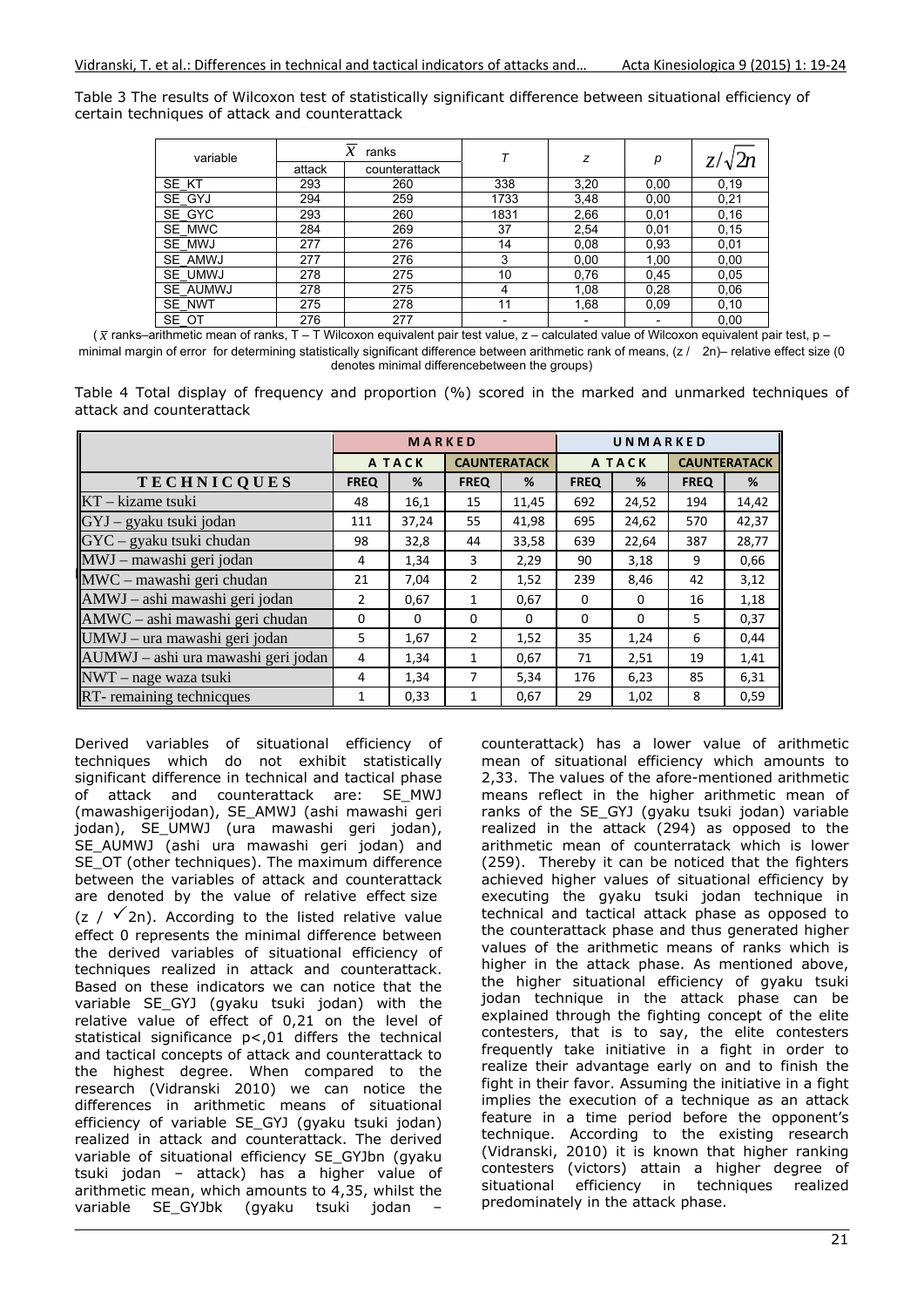Table 3 The results of Wilcoxon test of statistically significant difference between situational efficiency of certain techniques of attack and counterattack

| variable | $\bar{X}$ ranks | | $T$ | $z$ | $p$ | $z/\sqrt{2n}$ |
|---|---|---|---|---|---|---|
| | attack | counterattack | | | | |
| SE_KT | 293 | 260 | 338 | 3,20 | 0,00 | 0,19 |
| SE_GYJ | 294 | 259 | 1733 | 3,48 | 0,00 | 0,21 |
| SE_GYC | 293 | 260 | 1831 | 2,66 | 0,01 | 0,16 |
| SE_MWC | 284 | 269 | 37 | 2,54 | 0,01 | 0,15 |
| SE_MWJ | 277 | 276 | 14 | 0,08 | 0,93 | 0,01 |
| SE_AMWJ | 277 | 276 | 3 | 0,00 | 1,00 | 0,00 |
| SE_UMWJ | 278 | 275 | 10 | 0,76 | 0,45 | 0,05 |
| SE_AUMWJ | 278 | 275 | 4 | 1,08 | 0,28 | 0,06 |
| SE_NWT | 275 | 278 | 11 | 1,68 | 0,09 | 0,10 |
| SE_OT | 276 | 277 | - | - | - | 0,00 |

($\bar{x}$ ranks–arithmetic mean of ranks, T – T Wilcoxon equivalent pair test value, z – calculated value of Wilcoxon equivalent pair test, p – minimal margin of error for determining statistically significant difference between arithmetic rank of means, ($z/\sqrt{2n}$)– relative effect size (0 denotes minimal differencebetween the groups)

Table 4 Total display of frequency and proportion (%) scored in the marked and unmarked techniques of attack and counterattack

| | MARKED | | | | UNMARKED | | | |
|---|---|---|---|---|---|---|---|---|
| | ATACK | | CAUNTERATACK | | ATACK | | CAUNTERATACK | |
| TECHNICQUES | FREQ | % | FREQ | % | FREQ | % | FREQ | % |
| KT – kizame tsuki | 48 | 16,1 | 15 | 11,45 | 692 | 24,52 | 194 | 14,42 |
| GYJ – gyaku tsuki jodan | 111 | 37,24 | 55 | 41,98 | 695 | 24,62 | 570 | 42,37 |
| GYC – gyaku tsuki chudan | 98 | 32,8 | 44 | 33,58 | 639 | 22,64 | 387 | 28,77 |
| MWJ – mawashi geri jodan | 4 | 1,34 | 3 | 2,29 | 90 | 3,18 | 9 | 0,66 |
| MWC – mawashi geri chudan | 21 | 7,04 | 2 | 1,52 | 239 | 8,46 | 42 | 3,12 |
| AMWJ – ashi mawashi geri jodan | 2 | 0,67 | 1 | 0,67 | 0 | 0 | 16 | 1,18 |
| AMWC – ashi mawashi geri chudan | 0 | 0 | 0 | 0 | 0 | 0 | 5 | 0,37 |
| UMWJ – ura mawashi geri jodan | 5 | 1,67 | 2 | 1,52 | 35 | 1,24 | 6 | 0,44 |
| AUMWJ – ashi ura mawashi geri jodan | 4 | 1,34 | 1 | 0,67 | 71 | 2,51 | 19 | 1,41 |
| NWT – nage waza tsuki | 4 | 1,34 | 7 | 5,34 | 176 | 6,23 | 85 | 6,31 |
| RT- remaining technicques | 1 | 0,33 | 1 | 0,67 | 29 | 1,02 | 8 | 0,59 |

Derived variables of situational efficiency of techniques which do not exhibit statistically significant difference in technical and tactical phase of attack and counterattack are: SE_MWJ (mawashigerijodan), SE_AMWJ (ashi mawashi geri jodan), SE_UMWJ (ura mawashi geri jodan), SE_AUMWJ (ashi ura mawashi geri jodan) and SE_OT (other techniques). The maximum difference between the variables of attack and counterattack are denoted by the value of relative effect size ($z/\sqrt{2n}$). According to the listed relative value effect 0 represents the minimal difference between the derived variables of situational efficiency of techniques realized in attack and counterattack. Based on these indicators we can notice that the variable SE_GYJ (gyaku tsuki jodan) with the relative value of effect of 0,21 on the level of statistical significance $p<,01$ differs the technical and tactical concepts of attack and counterattack to the highest degree. When compared to the research (Vidranski 2010) we can notice the differences in arithmetic means of situational efficiency of variable SE_GYJ (gyaku tsuki jodan) realized in attack and counterattack. The derived variable of situational efficiency SE_GYJbn (gyaku tsuki jodan – attack) has a higher value of arithmetic mean, which amounts to 4,35, whilst the variable SE_GYJbk (gyaku tsuki jodan – counterattack) has a lower value of arithmetic mean of situational efficiency which amounts to 2,33. The values of the afore-mentioned arithmetic means reflect in the higher arithmetic mean of ranks of the SE_GYJ (gyaku tsuki jodan) variable realized in the attack (294) as opposed to the arithmetic mean of counterratack which is lower (259). Thereby it can be noticed that the fighters achieved higher values of situational efficiency by executing the gyaku tsuki jodan technique in technical and tactical attack phase as opposed to the counterattack phase and thus generated higher values of the arithmetic means of ranks which is higher in the attack phase. As mentioned above, the higher situational efficiency of gyaku tsuki jodan technique in the attack phase can be explained through the fighting concept of the elite contesters, that is to say, the elite contesters frequently take initiative in a fight in order to realize their advantage early on and to finish the fight in their favor. Assuming the initiative in a fight implies the execution of a technique as an attack feature in a time period before the opponent's technique. According to the existing research (Vidranski, 2010) it is known that higher ranking contesters (victors) attain a higher degree of situational efficiency in techniques realized predominately in the attack phase.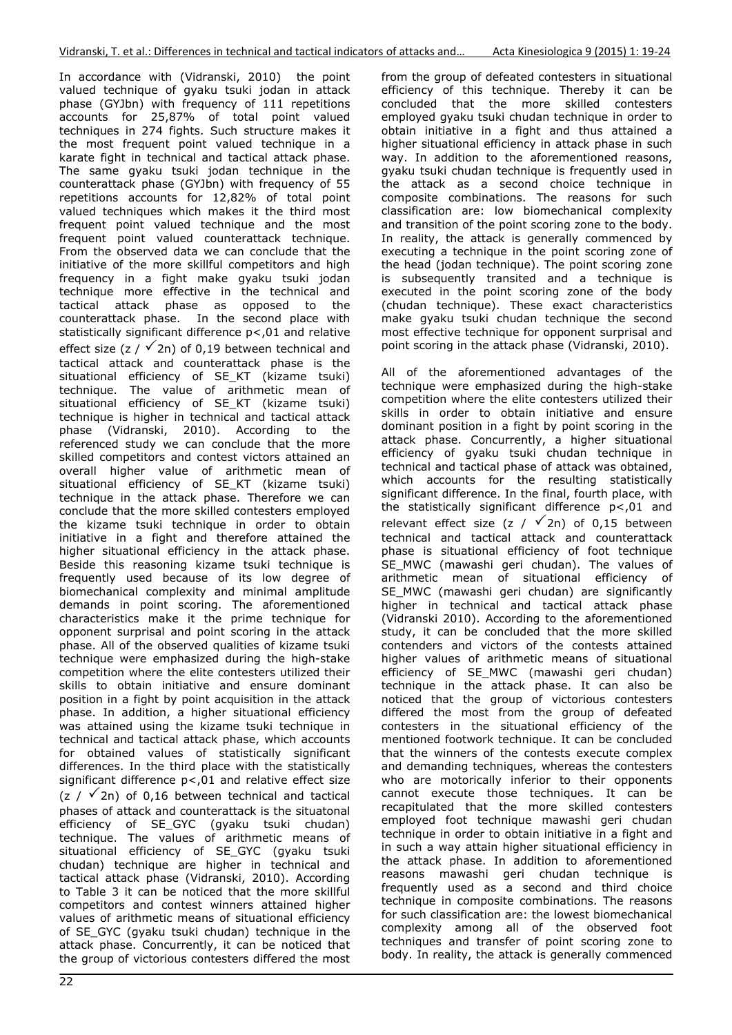In accordance with (Vidranski, 2010) the point valued technique of gyaku tsuki jodan in attack phase (GYJbn) with frequency of 111 repetitions accounts for 25,87% of total point valued techniques in 274 fights. Such structure makes it the most frequent point valued technique in a karate fight in technical and tactical attack phase. The same gyaku tsuki jodan technique in the counterattack phase (GYJbn) with frequency of 55 repetitions accounts for 12,82% of total point valued techniques which makes it the third most frequent point valued technique and the most frequent point valued counterattack technique. From the observed data we can conclude that the initiative of the more skillful competitors and high frequency in a fight make gyaku tsuki jodan technique more effective in the technical and tactical attack phase as opposed to the counterattack phase. In the second place with statistically significant difference $p<,01$ and relative effect size ($z / \sqrt{2n}$) of 0,19 between technical and tactical attack and counterattack phase is the situational efficiency of SE_KT (kizame tsuki) technique. The value of arithmetic mean of situational efficiency of SE_KT (kizame tsuki) technique is higher in technical and tactical attack phase (Vidranski, 2010). According to the referenced study we can conclude that the more skilled competitors and contest victors attained an overall higher value of arithmetic mean of situational efficiency of SE_KT (kizame tsuki) technique in the attack phase. Therefore we can conclude that the more skilled contesters employed the kizame tsuki technique in order to obtain initiative in a fight and therefore attained the higher situational efficiency in the attack phase. Beside this reasoning kizame tsuki technique is frequently used because of its low degree of biomechanical complexity and minimal amplitude demands in point scoring. The aforementioned characteristics make it the prime technique for opponent surprisal and point scoring in the attack phase. All of the observed qualities of kizame tsuki technique were emphasized during the high-stake competition where the elite contesters utilized their skills to obtain initiative and ensure dominant position in a fight by point acquisition in the attack phase. In addition, a higher situational efficiency was attained using the kizame tsuki technique in technical and tactical attack phase, which accounts for obtained values of statistically significant differences. In the third place with the statistically significant difference $p<,01$ and relative effect size ($z / \sqrt{2n}$) of 0,16 between technical and tactical phases of attack and counterattack is the situatonal efficiency of SE_GYC (gyaku tsuki chudan) technique. The values of arithmetic means of situational efficiency of SE_GYC (gyaku tsuki chudan) technique are higher in technical and tactical attack phase (Vidranski, 2010). According to Table 3 it can be noticed that the more skillful competitors and contest winners attained higher values of arithmetic means of situational efficiency of SE_GYC (gyaku tsuki chudan) technique in the attack phase. Concurrently, it can be noticed that the group of victorious contesters differed the most from the group of defeated contesters in situational efficiency of this technique. Thereby it can be concluded that the more skilled contesters employed gyaku tsuki chudan technique in order to obtain initiative in a fight and thus attained a higher situational efficiency in attack phase in such way. In addition to the aforementioned reasons, gyaku tsuki chudan technique is frequently used in the attack as a second choice technique in composite combinations. The reasons for such classification are: low biomechanical complexity and transition of the point scoring zone to the body. In reality, the attack is generally commenced by executing a technique in the point scoring zone of the head (jodan technique). The point scoring zone is subsequently transited and a technique is executed in the point scoring zone of the body (chudan technique). These exact characteristics make gyaku tsuki chudan technique the second most effective technique for opponent surprisal and point scoring in the attack phase (Vidranski, 2010).

All of the aforementioned advantages of the technique were emphasized during the high-stake competition where the elite contesters utilized their skills in order to obtain initiative and ensure dominant position in a fight by point scoring in the attack phase. Concurrently, a higher situational efficiency of gyaku tsuki chudan technique in technical and tactical phase of attack was obtained, which accounts for the resulting statistically significant difference. In the final, fourth place, with the statistically significant difference $p<,01$ and relevant effect size ($z / \sqrt{2n}$) of 0,15 between technical and tactical attack and counterattack phase is situational efficiency of foot technique SE_MWC (mawashi geri chudan). The values of arithmetic mean of situational efficiency of SE_MWC (mawashi geri chudan) are significantly higher in technical and tactical attack phase (Vidranski 2010). According to the aforementioned study, it can be concluded that the more skilled contenders and victors of the contests attained higher values of arithmetic means of situational efficiency of SE_MWC (mawashi geri chudan) technique in the attack phase. It can also be noticed that the group of victorious contesters differed the most from the group of defeated contesters in the situational efficiency of the mentioned footwork technique. It can be concluded that the winners of the contests execute complex and demanding techniques, whereas the contesters who are motorically inferior to their opponents cannot execute those techniques. It can be recapitulated that the more skilled contesters employed foot technique mawashi geri chudan technique in order to obtain initiative in a fight and in such a way attain higher situational efficiency in the attack phase. In addition to aforementioned reasons mawashi geri chudan technique is frequently used as a second and third choice technique in composite combinations. The reasons for such classification are: the lowest biomechanical complexity among all of the observed foot techniques and transfer of point scoring zone to body. In reality, the attack is generally commenced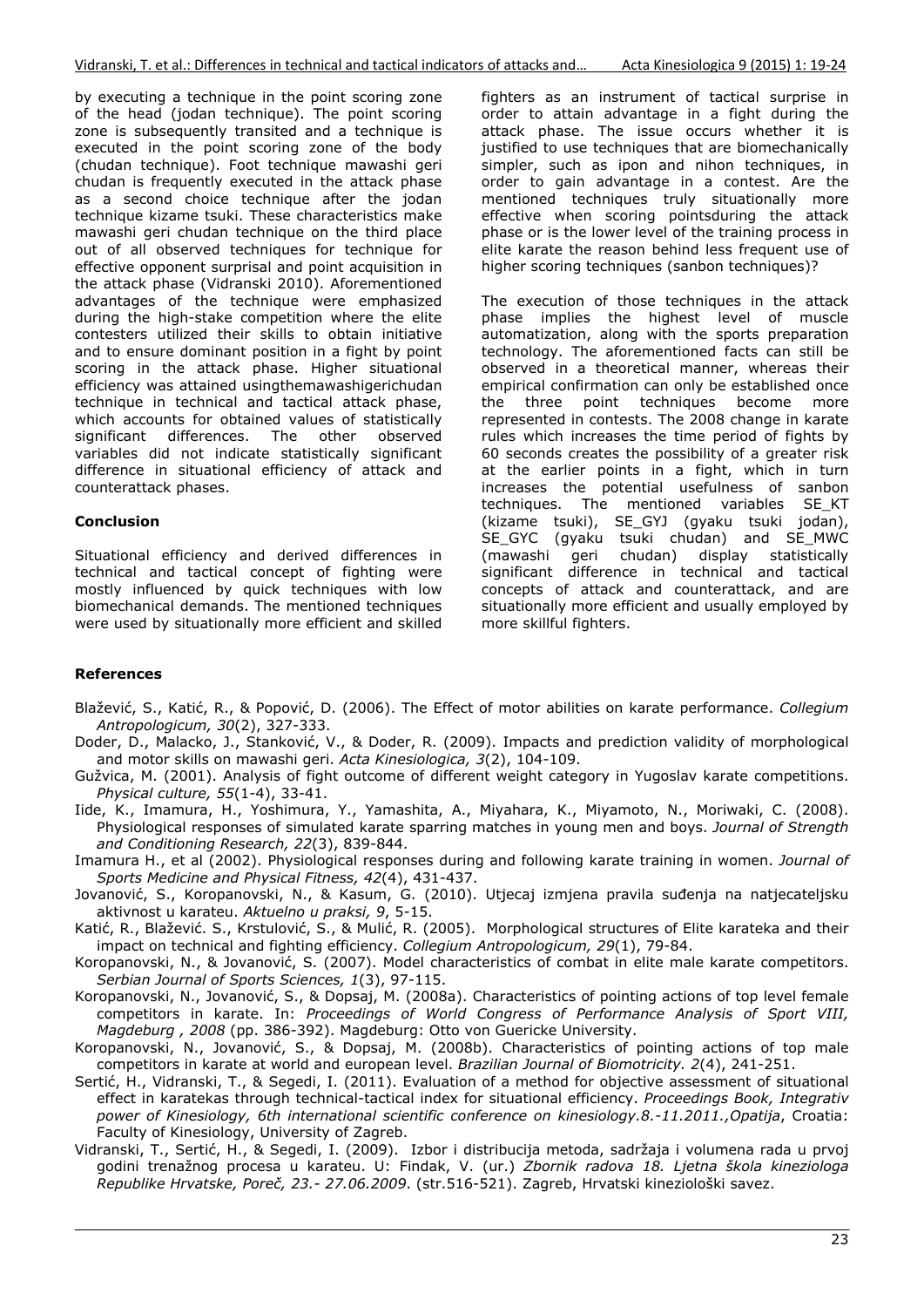by executing a technique in the point scoring zone of the head (jodan technique). The point scoring zone is subsequently transited and a technique is executed in the point scoring zone of the body (chudan technique). Foot technique mawashi geri chudan is frequently executed in the attack phase as a second choice technique after the jodan technique kizame tsuki. These characteristics make mawashi geri chudan technique on the third place out of all observed techniques for technique for effective opponent surprisal and point acquisition in the attack phase (Vidranski 2010). Aforementioned advantages of the technique were emphasized during the high-stake competition where the elite contesters utilized their skills to obtain initiative and to ensure dominant position in a fight by point scoring in the attack phase. Higher situational efficiency was attained usingthemawashigerichudan technique in technical and tactical attack phase, which accounts for obtained values of statistically significant differences. The other observed variables did not indicate statistically significant difference in situational efficiency of attack and counterattack phases.

## Conclusion

Situational efficiency and derived differences in technical and tactical concept of fighting were mostly influenced by quick techniques with low biomechanical demands. The mentioned techniques were used by situationally more efficient and skilled fighters as an instrument of tactical surprise in order to attain advantage in a fight during the attack phase. The issue occurs whether it is justified to use techniques that are biomechanically simpler, such as ipon and nihon techniques, in order to gain advantage in a contest. Are the mentioned techniques truly situationally more effective when scoring pointsduring the attack phase or is the lower level of the training process in elite karate the reason behind less frequent use of higher scoring techniques (sanbon techniques)?

The execution of those techniques in the attack phase implies the highest level of muscle automatization, along with the sports preparation technology. The aforementioned facts can still be observed in a theoretical manner, whereas their empirical confirmation can only be established once the three point techniques become more represented in contests. The 2008 change in karate rules which increases the time period of fights by 60 seconds creates the possibility of a greater risk at the earlier points in a fight, which in turn increases the potential usefulness of sanbon techniques. The mentioned variables SE_KT (kizame tsuki), SE_GYJ (gyaku tsuki jodan), SE_GYC (gyaku tsuki chudan) and SE_MWC (mawashi geri chudan) display statistically significant difference in technical and tactical concepts of attack and counterattack, and are situationally more efficient and usually employed by more skillful fighters.

## References

Blažević, S., Katić, R., & Popović, D. (2006). The Effect of motor abilities on karate performance. *Collegium Antropologicum, 30*(2), 327-333.

Doder, D., Malacko, J., Stanković, V., & Doder, R. (2009). Impacts and prediction validity of morphological and motor skills on mawashi geri. *Acta Kinesiologica, 3*(2), 104-109.

Gužvica, M. (2001). Analysis of fight outcome of different weight category in Yugoslav karate competitions. *Physical culture, 55*(1-4), 33-41.

Iide, K., Imamura, H., Yoshimura, Y., Yamashita, A., Miyahara, K., Miyamoto, N., Moriwaki, C. (2008). Physiological responses of simulated karate sparring matches in young men and boys. *Journal of Strength and Conditioning Research, 22*(3), 839-844.

Imamura H., et al (2002). Physiological responses during and following karate training in women. *Journal of Sports Medicine and Physical Fitness, 42*(4), 431-437.

Jovanović, S., Koropanovski, N., & Kasum, G. (2010). Utjecaj izmjena pravila suđenja na natjecateljsku aktivnost u karateu. *Aktuelno u praksi, 9*, 5-15.

Katić, R., Blažević. S., Krstulović, S., & Mulić, R. (2005). Morphological structures of Elite karateka and their impact on technical and fighting efficiency. *Collegium Antropologicum, 29*(1), 79-84.

Koropanovski, N., & Jovanović, S. (2007). Model characteristics of combat in elite male karate competitors. *Serbian Journal of Sports Sciences, 1*(3), 97-115.

Koropanovski, N., Jovanović, S., & Dopsaj, M. (2008a). Characteristics of pointing actions of top level female competitors in karate. In: *Proceedings of World Congress of Performance Analysis of Sport VIII, Magdeburg , 2008* (pp. 386-392). Magdeburg: Otto von Guericke University.

Koropanovski, N., Jovanović, S., & Dopsaj, M. (2008b). Characteristics of pointing actions of top male competitors in karate at world and european level. *Brazilian Journal of Biomotricity. 2*(4), 241-251.

Sertić, H., Vidranski, T., & Segedi, I. (2011). Evaluation of a method for objective assessment of situational effect in karatekas through technical-tactical index for situational efficiency. *Proceedings Book, Integrativ power of Kinesiology, 6th international scientific conference on kinesiology.8.-11.2011.,Opatija*, Croatia: Faculty of Kinesiology, University of Zagreb.

Vidranski, T., Sertić, H., & Segedi, I. (2009). Izbor i distribucija metoda, sadržaja i volumena rada u prvoj godini trenažnog procesa u karateu. U: Findak, V. (ur.) *Zbornik radova 18. Ljetna škola kineziologa Republike Hrvatske, Poreč, 23.- 27.06.2009*. (str.516-521). Zagreb, Hrvatski kineziološki savez.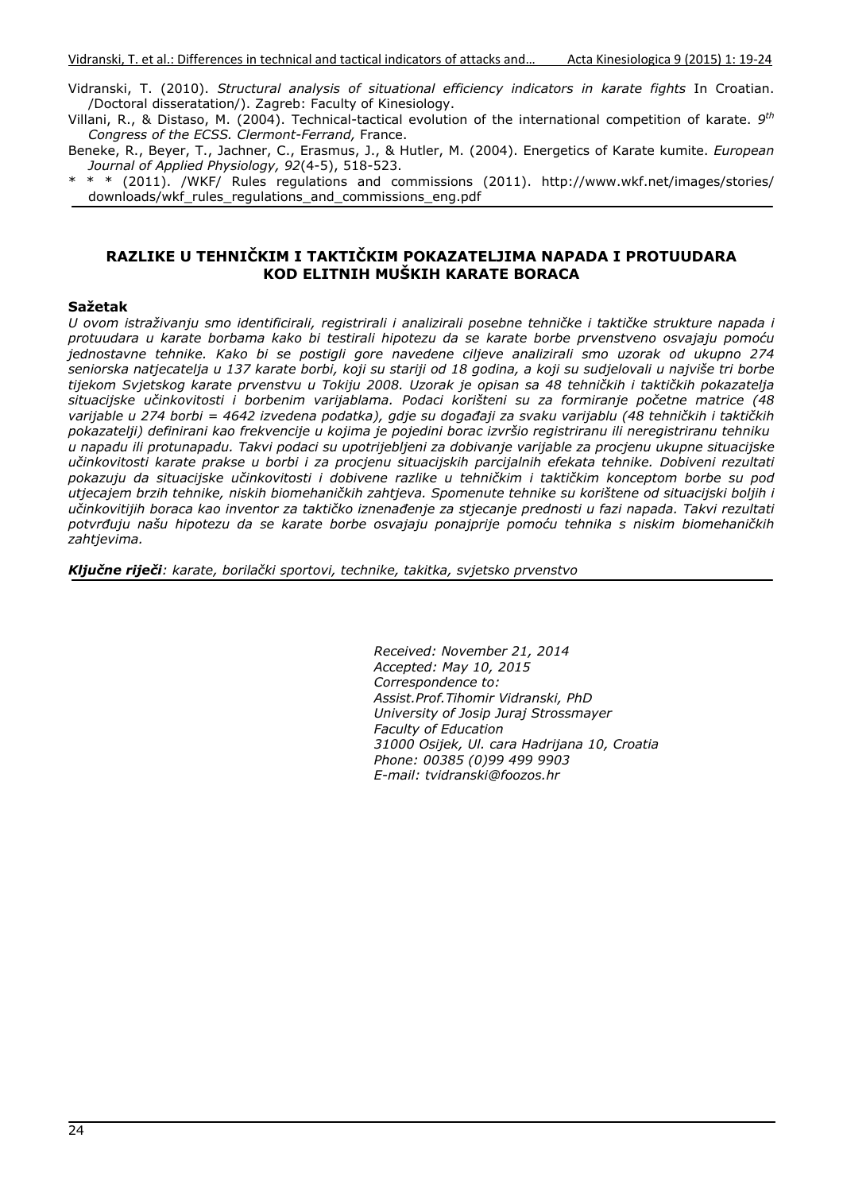Vidranski, T. (2010). *Structural analysis of situational efficiency indicators in karate fights* In Croatian. /Doctoral disseratation/). Zagreb: Faculty of Kinesiology.

Villani, R., & Distaso, M. (2004). Technical-tactical evolution of the international competition of karate. *9th Congress of the ECSS. Clermont-Ferrand,* France.

Beneke, R., Beyer, T., Jachner, C., Erasmus, J., & Hutler, M. (2004). Energetics of Karate kumite. *European Journal of Applied Physiology, 92*(4-5), 518-523.

* * * (2011). /WKF/ Rules regulations and commissions (2011). http://www.wkf.net/images/stories/downloads/wkf_rules_regulations_and_commissions_eng.pdf

## RAZLIKE U TEHNIČKIM I TAKTIČKIM POKAZATELJIMA NAPADA I PROTUUDARA KOD ELITNIH MUŠKIH KARATE BORACA

### Sažetak

*U ovom istraživanju smo identificirali, registrirali i analizirali posebne tehničke i taktičke strukture napada i protuudara u karate borbama kako bi testirali hipotezu da se karate borbe prvenstveno osvajaju pomoću jednostavne tehnike. Kako bi se postigli gore navedene ciljeve analizirali smo uzorak od ukupno 274 seniorska natjecatelja u 137 karate borbi, koji su stariji od 18 godina, a koji su sudjelovali u najviše tri borbe tijekom Svjetskog karate prvenstvu u Tokiju 2008. Uzorak je opisan sa 48 tehničkih i taktičkih pokazatelja situacijske učinkovitosti i borbenim varijablama. Podaci korišteni su za formiranje početne matrice (48 varijable u 274 borbi = 4642 izvedena podatka), gdje su događaji za svaku varijablu (48 tehničkih i taktičkih pokazatelji) definirani kao frekvencije u kojima je pojedini borac izvršio registriranu ili neregistriranu tehniku u napadu ili protunapadu. Takvi podaci su upotrijebljeni za dobivanje varijable za procjenu ukupne situacijske učinkovitosti karate prakse u borbi i za procjenu situacijskih parcijalnih efekata tehnike. Dobiveni rezultati pokazuju da situacijske učinkovitosti i dobivene razlike u tehničkim i taktičkim konceptom borbe su pod utjecajem brzih tehnike, niskih biomehaničkih zahtjeva. Spomenute tehnike su korištene od situacijski boljih i učinkovitijih boraca kao inventor za taktičko iznenađenje za stjecanje prednosti u fazi napada. Takvi rezultati potvrđuju našu hipotezu da se karate borbe osvajaju ponajprije pomoću tehnika s niskim biomehaničkih zahtjevima.*

***Ključne riječi****: karate, borilački sportovi, technike, takitka, svjetsko prvenstvo*

*Received: November 21, 2014*
*Accepted: May 10, 2015*
*Correspondence to:*
*Assist.Prof.Tihomir Vidranski, PhD*
*University of Josip Juraj Strossmayer*
*Faculty of Education*
*31000 Osijek, Ul. cara Hadrijana 10, Croatia*
*Phone: 00385 (0)99 499 9903*
*E-mail: tvidranski@foozos.hr*